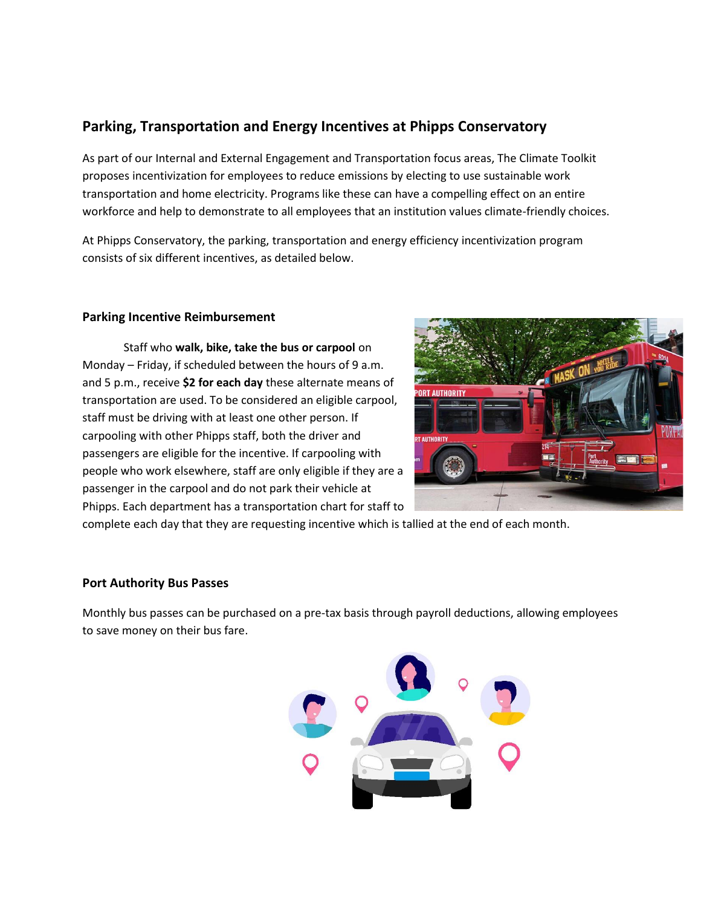## Parking, Transportation and Energy Incentives at Phipps Conservatory

As part of our Internal and External Engagement and Transportation focus areas, The Climate Toolkit proposes incentivization for employees to reduce emissions by electing to use sustainable work transportation and home electricity. Programs like these can have a compelling effect on an entire workforce and help to demonstrate to all employees that an institution values climate-friendly choices.

At Phipps Conservatory, the parking, transportation and energy efficiency incentivization program consists of six different incentives, as detailed below.

### Parking Incentive Reimbursement

Staff who **walk, bike, take the bus or carpool** on Monday – Friday, if scheduled between the hours of 9 a.m. and 5 p.m., receive **$2 for each day** these alternate means of transportation are used. To be considered an eligible carpool, staff must be driving with at least one other person. If carpooling with other Phipps staff, both the driver and passengers are eligible for the incentive. If carpooling with people who work elsewhere, staff are only eligible if they are a passenger in the carpool and do not park their vehicle at Phipps. Each department has a transportation chart for staff to complete each day that they are requesting incentive which is tallied at the end of each month.

### Port Authority Bus Passes

Monthly bus passes can be purchased on a pre-tax basis through payroll deductions, allowing employees to save money on their bus fare.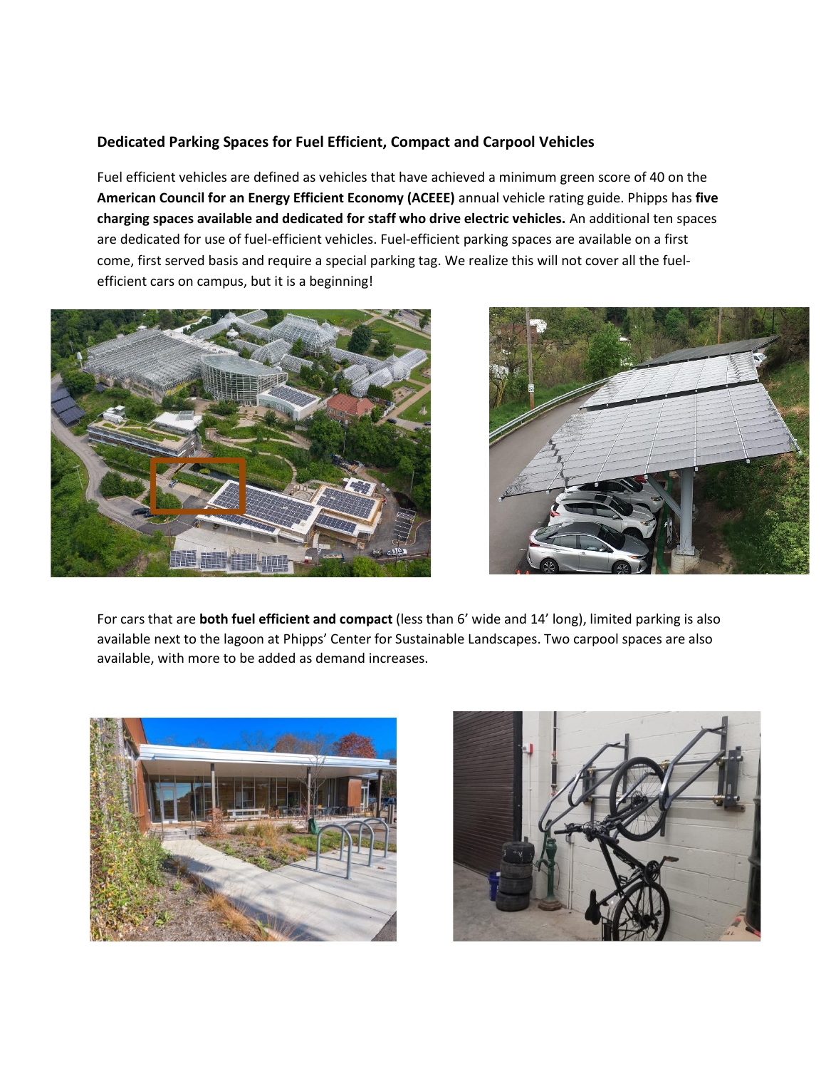### Dedicated Parking Spaces for Fuel Efficient, Compact and Carpool Vehicles

Fuel efficient vehicles are defined as vehicles that have achieved a minimum green score of 40 on the **American Council for an Energy Efficient Economy (ACEEE)** annual vehicle rating guide. Phipps has **five charging spaces available and dedicated for staff who drive electric vehicles.** An additional ten spaces are dedicated for use of fuel-efficient vehicles. Fuel-efficient parking spaces are available on a first come, first served basis and require a special parking tag. We realize this will not cover all the fuel-efficient cars on campus, but it is a beginning!

For cars that are **both fuel efficient and compact** (less than 6' wide and 14' long), limited parking is also available next to the lagoon at Phipps' Center for Sustainable Landscapes. Two carpool spaces are also available, with more to be added as demand increases.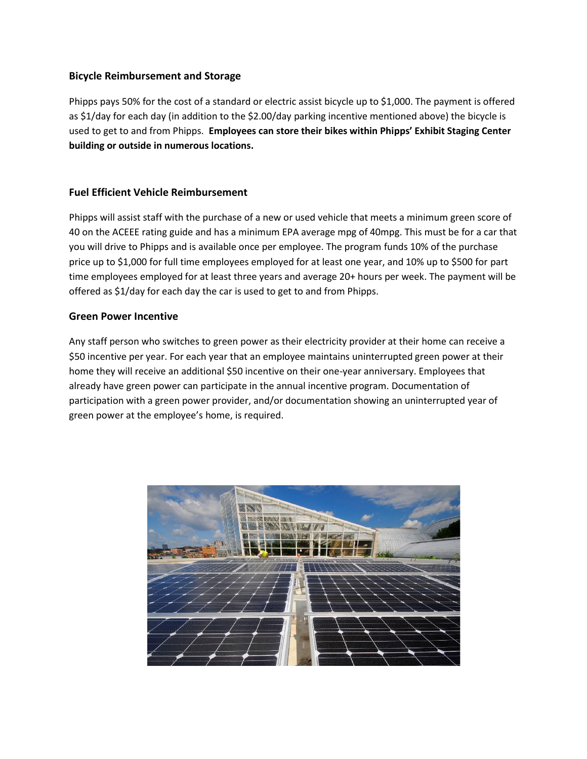### Bicycle Reimbursement and Storage

Phipps pays 50% for the cost of a standard or electric assist bicycle up to $1,000. The payment is offered as $1/day for each day (in addition to the $2.00/day parking incentive mentioned above) the bicycle is used to get to and from Phipps. **Employees can store their bikes within Phipps' Exhibit Staging Center building or outside in numerous locations.**

### Fuel Efficient Vehicle Reimbursement

Phipps will assist staff with the purchase of a new or used vehicle that meets a minimum green score of 40 on the ACEEE rating guide and has a minimum EPA average mpg of 40mpg. This must be for a car that you will drive to Phipps and is available once per employee. The program funds 10% of the purchase price up to $1,000 for full time employees employed for at least one year, and 10% up to $500 for part time employees employed for at least three years and average 20+ hours per week. The payment will be offered as $1/day for each day the car is used to get to and from Phipps.

### Green Power Incentive

Any staff person who switches to green power as their electricity provider at their home can receive a $50 incentive per year. For each year that an employee maintains uninterrupted green power at their home they will receive an additional $50 incentive on their one-year anniversary. Employees that already have green power can participate in the annual incentive program. Documentation of participation with a green power provider, and/or documentation showing an uninterrupted year of green power at the employee's home, is required.